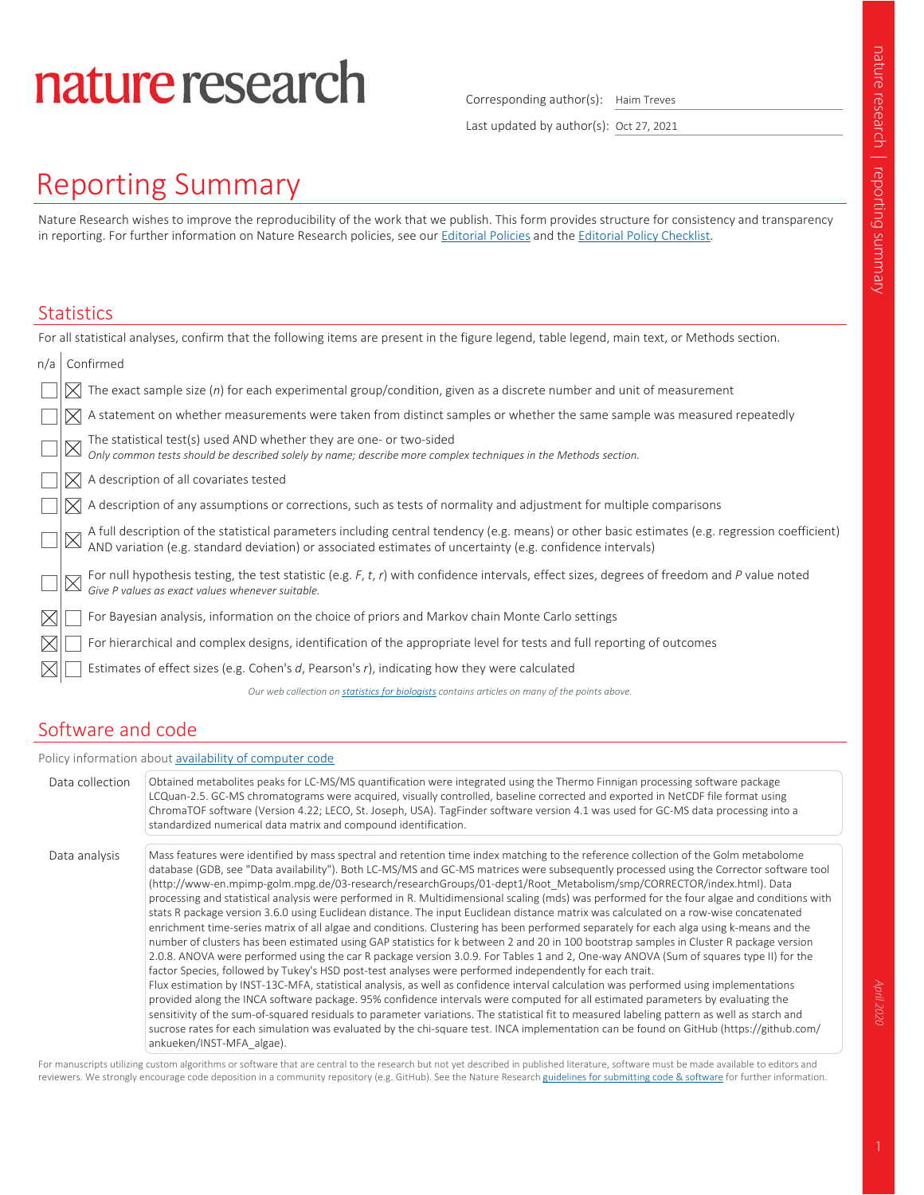nature research

Corresponding author(s): Haim Treves

Last updated by author(s): Oct 27, 2021

# Reporting Summary

Nature Research wishes to improve the reproducibility of the work that we publish. This form provides structure for consistency and transparency in reporting. For further information on Nature Research policies, see our Editorial Policies and the Editorial Policy Checklist.

## Statistics

For all statistical analyses, confirm that the following items are present in the figure legend, table legend, main text, or Methods section.

| n/a | Confirmed | |
|---|---|---|
| ☐ | ☒ | The exact sample size ($n$) for each experimental group/condition, given as a discrete number and unit of measurement |
| ☐ | ☒ | A statement on whether measurements were taken from distinct samples or whether the same sample was measured repeatedly |
| ☐ | ☒ | The statistical test(s) used AND whether they are one- or two-sided *Only common tests should be described solely by name; describe more complex techniques in the Methods section.* |
| ☐ | ☒ | A description of all covariates tested |
| ☐ | ☒ | A description of any assumptions or corrections, such as tests of normality and adjustment for multiple comparisons |
| ☐ | ☒ | A full description of the statistical parameters including central tendency (e.g. means) or other basic estimates (e.g. regression coefficient) AND variation (e.g. standard deviation) or associated estimates of uncertainty (e.g. confidence intervals) |
| ☐ | ☒ | For null hypothesis testing, the test statistic (e.g. $F$, $t$, $r$) with confidence intervals, effect sizes, degrees of freedom and $P$ value noted *Give P values as exact values whenever suitable.* |
| ☒ | ☐ | For Bayesian analysis, information on the choice of priors and Markov chain Monte Carlo settings |
| ☒ | ☐ | For hierarchical and complex designs, identification of the appropriate level for tests and full reporting of outcomes |
| ☒ | ☐ | Estimates of effect sizes (e.g. Cohen's $d$, Pearson's $r$), indicating how they were calculated |

*Our web collection on statistics for biologists contains articles on many of the points above.*

## Software and code

Policy information about availability of computer code

**Data collection**

Obtained metabolites peaks for LC-MS/MS quantification were integrated using the Thermo Finnigan processing software package LCQuan-2.5. GC-MS chromatograms were acquired, visually controlled, baseline corrected and exported in NetCDF file format using ChromaTOF software (Version 4.22; LECO, St. Joseph, USA). TagFinder software version 4.1 was used for GC-MS data processing into a standardized numerical data matrix and compound identification.

**Data analysis**

Mass features were identified by mass spectral and retention time index matching to the reference collection of the Golm metabolome database (GDB, see "Data availability"). Both LC-MS/MS and GC-MS matrices were subsequently processed using the Corrector software tool (http://www-en.mpimp-golm.mpg.de/03-research/researchGroups/01-dept1/Root_Metabolism/smp/CORRECTOR/index.html). Data processing and statistical analysis were performed in R. Multidimensional scaling (mds) was performed for the four algae and conditions with stats R package version 3.6.0 using Euclidean distance. The input Euclidean distance matrix was calculated on a row-wise concatenated enrichment time-series matrix of all algae and conditions. Clustering has been performed separately for each alga using k-means and the number of clusters has been estimated using GAP statistics for k between 2 and 20 in 100 bootstrap samples in Cluster R package version 2.0.8. ANOVA were performed using the car R package version 3.0.9. For Tables 1 and 2, One-way ANOVA (Sum of squares type II) for the factor Species, followed by Tukey's HSD post-test analyses were performed independently for each trait.
Flux estimation by INST-13C-MFA, statistical analysis, as well as confidence interval calculation was performed using implementations provided along the INCA software package. 95% confidence intervals were computed for all estimated parameters by evaluating the sensitivity of the sum-of-squared residuals to parameter variations. The statistical fit to measured labeling pattern as well as starch and sucrose rates for each simulation was evaluated by the chi-square test. INCA implementation can be found on GitHub (https://github.com/ankueken/INST-MFA_algae).

For manuscripts utilizing custom algorithms or software that are central to the research but not yet described in published literature, software must be made available to editors and reviewers. We strongly encourage code deposition in a community repository (e.g. GitHub). See the Nature Research guidelines for submitting code & software for further information.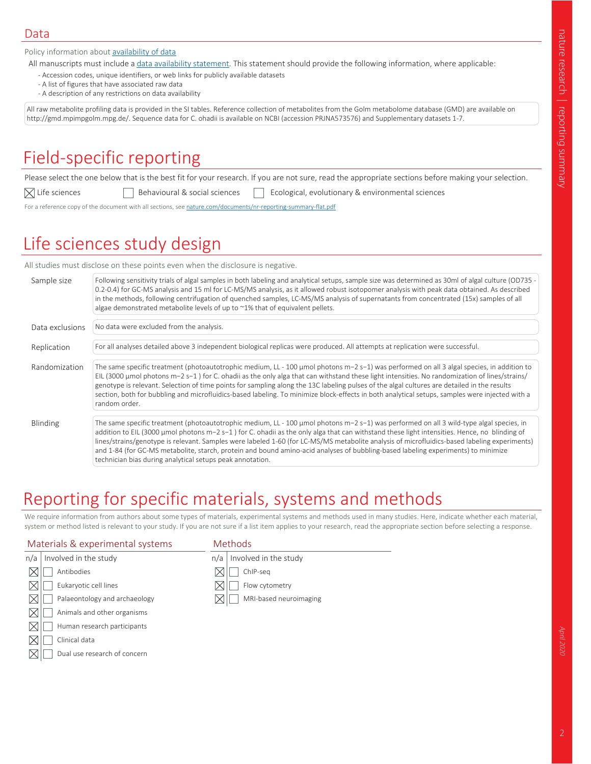## Data

Policy information about availability of data

All manuscripts must include a data availability statement. This statement should provide the following information, where applicable:

- Accession codes, unique identifiers, or web links for publicly available datasets
- A list of figures that have associated raw data
- A description of any restrictions on data availability

All raw metabolite profiling data is provided in the SI tables. Reference collection of metabolites from the Golm metabolome database (GMD) are available on http://gmd.mpimpgolm.mpg.de/. Sequence data for C. ohadii is available on NCBI (accession PRJNA573576) and Supplementary datasets 1-7.

# Field-specific reporting

Please select the one below that is the best fit for your research. If you are not sure, read the appropriate sections before making your selection.

☒ Life sciences ☐ Behavioural & social sciences ☐ Ecological, evolutionary & environmental sciences

For a reference copy of the document with all sections, see nature.com/documents/nr-reporting-summary-flat.pdf

# Life sciences study design

All studies must disclose on these points even when the disclosure is negative.

| | |
|---|---|
| Sample size | Following sensitivity trials of algal samples in both labeling and analytical setups, sample size was determined as 30ml of algal culture (OD735 - 0.2-0.4) for GC-MS analysis and 15 ml for LC-MS/MS analysis, as it allowed robust isotopomer analysis with peak data obtained. As described in the methods, following centrifugation of quenched samples, LC-MS/MS analysis of supernatants from concentrated (15x) samples of all algae demonstrated metabolite levels of up to ~1% that of equivalent pellets. |
| Data exclusions | No data were excluded from the analysis. |
| Replication | For all analyses detailed above 3 independent biological replicas were produced. All attempts at replication were successful. |
| Randomization | The same specific treatment (photoautotrophic medium, LL - 100 µmol photons m−2 s−1) was performed on all 3 algal species, in addition to EIL (3000 µmol photons m−2 s−1) for C. ohadii as the only alga that can withstand these light intensities. No randomization of lines/strains/genotype is relevant. Selection of time points for sampling along the 13C labeling pulses of the algal cultures are detailed in the results section, both for bubbling and microfluidics-based labeling. To minimize block-effects in both analytical setups, samples were injected with a random order. |
| Blinding | The same specific treatment (photoautotrophic medium, LL - 100 µmol photons m−2 s−1) was performed on all 3 wild-type algal species, in addition to EIL (3000 µmol photons m−2 s−1 ) for C. ohadii as the only alga that can withstand these light intensities. Hence, no blinding of lines/strains/genotype is relevant. Samples were labeled 1-60 (for LC-MS/MS metabolite analysis of microfluidics-based labeling experiments) and 1-84 (for GC-MS metabolite, starch, protein and bound amino-acid analyses of bubbling-based labeling experiments) to minimize technician bias during analytical setups peak annotation. |

# Reporting for specific materials, systems and methods

We require information from authors about some types of materials, experimental systems and methods used in many studies. Here, indicate whether each material, system or method listed is relevant to your study. If you are not sure if a list item applies to your research, read the appropriate section before selecting a response.

**Materials & experimental systems**

| n/a | Involved in the study |
|---|---|
| ☒ | ☐ Antibodies |
| ☒ | ☐ Eukaryotic cell lines |
| ☒ | ☐ Palaeontology and archaeology |
| ☒ | ☐ Animals and other organisms |
| ☒ | ☐ Human research participants |
| ☒ | ☐ Clinical data |
| ☒ | ☐ Dual use research of concern |

**Methods**

| n/a | Involved in the study |
|---|---|
| ☒ | ☐ ChIP-seq |
| ☒ | ☐ Flow cytometry |
| ☒ | ☐ MRI-based neuroimaging |